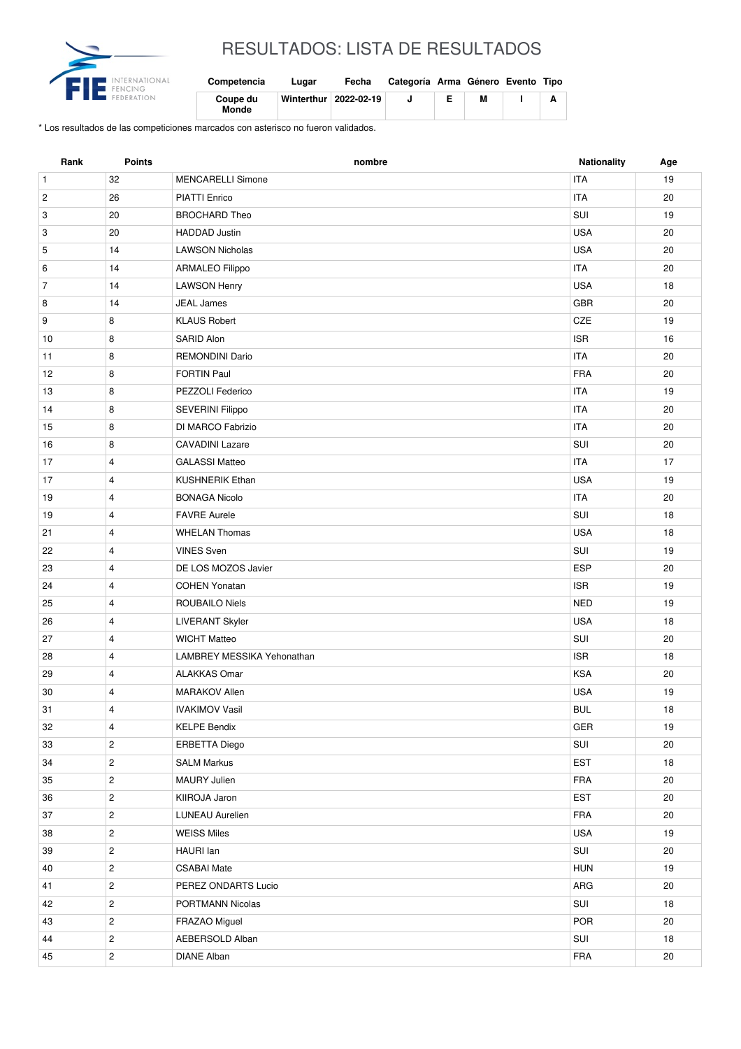# RESULTADOS: LISTA DE RESULTADOS

| Competencia | Lugar | Fecha | Categoría | Arma | Género | Evento | Tipo |
|---|---|---|---|---|---|---|---|
| Coupe du Monde | Winterthur | 2022-02-19 | J | E | M | I | A |

\* Los resultados de las competiciones marcados con asterisco no fueron validados.

| Rank | Points | nombre | Nationality | Age |
|---|---|---|---|---|
| 1 | 32 | MENCARELLI Simone | ITA | 19 |
| 2 | 26 | PIATTI Enrico | ITA | 20 |
| 3 | 20 | BROCHARD Theo | SUI | 19 |
| 3 | 20 | HADDAD Justin | USA | 20 |
| 5 | 14 | LAWSON Nicholas | USA | 20 |
| 6 | 14 | ARMALEO Filippo | ITA | 20 |
| 7 | 14 | LAWSON Henry | USA | 18 |
| 8 | 14 | JEAL James | GBR | 20 |
| 9 | 8 | KLAUS Robert | CZE | 19 |
| 10 | 8 | SARID Alon | ISR | 16 |
| 11 | 8 | REMONDINI Dario | ITA | 20 |
| 12 | 8 | FORTIN Paul | FRA | 20 |
| 13 | 8 | PEZZOLI Federico | ITA | 19 |
| 14 | 8 | SEVERINI Filippo | ITA | 20 |
| 15 | 8 | DI MARCO Fabrizio | ITA | 20 |
| 16 | 8 | CAVADINI Lazare | SUI | 20 |
| 17 | 4 | GALASSI Matteo | ITA | 17 |
| 17 | 4 | KUSHNERIK Ethan | USA | 19 |
| 19 | 4 | BONAGA Nicolo | ITA | 20 |
| 19 | 4 | FAVRE Aurele | SUI | 18 |
| 21 | 4 | WHELAN Thomas | USA | 18 |
| 22 | 4 | VINES Sven | SUI | 19 |
| 23 | 4 | DE LOS MOZOS Javier | ESP | 20 |
| 24 | 4 | COHEN Yonatan | ISR | 19 |
| 25 | 4 | ROUBAILO Niels | NED | 19 |
| 26 | 4 | LIVERANT Skyler | USA | 18 |
| 27 | 4 | WICHT Matteo | SUI | 20 |
| 28 | 4 | LAMBREY MESSIKA Yehonathan | ISR | 18 |
| 29 | 4 | ALAKKAS Omar | KSA | 20 |
| 30 | 4 | MARAKOV Allen | USA | 19 |
| 31 | 4 | IVAKIMOV Vasil | BUL | 18 |
| 32 | 4 | KELPE Bendix | GER | 19 |
| 33 | 2 | ERBETTA Diego | SUI | 20 |
| 34 | 2 | SALM Markus | EST | 18 |
| 35 | 2 | MAURY Julien | FRA | 20 |
| 36 | 2 | KIIROJA Jaron | EST | 20 |
| 37 | 2 | LUNEAU Aurelien | FRA | 20 |
| 38 | 2 | WEISS Miles | USA | 19 |
| 39 | 2 | HAURI Ian | SUI | 20 |
| 40 | 2 | CSABAI Mate | HUN | 19 |
| 41 | 2 | PEREZ ONDARTS Lucio | ARG | 20 |
| 42 | 2 | PORTMANN Nicolas | SUI | 18 |
| 43 | 2 | FRAZAO Miguel | POR | 20 |
| 44 | 2 | AEBERSOLD Alban | SUI | 18 |
| 45 | 2 | DIANE Alban | FRA | 20 |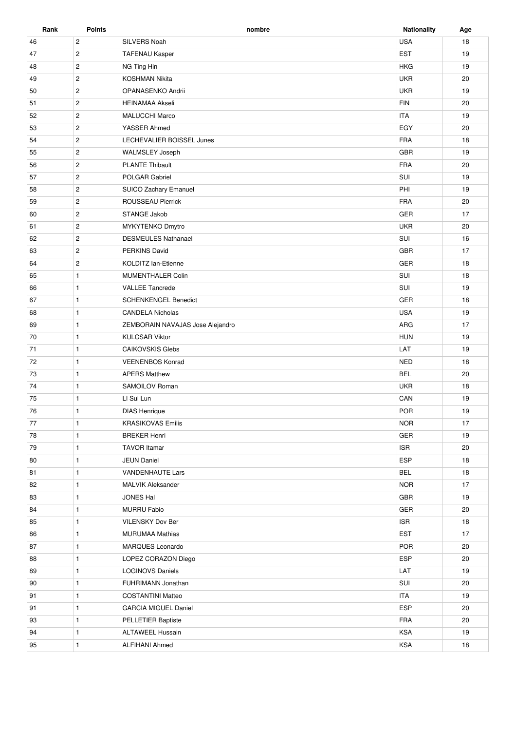| Rank | Points | nombre | Nationality | Age |
|---|---|---|---|---|
| 46 | 2 | SILVERS Noah | USA | 18 |
| 47 | 2 | TAFENAU Kasper | EST | 19 |
| 48 | 2 | NG Ting Hin | HKG | 19 |
| 49 | 2 | KOSHMAN Nikita | UKR | 20 |
| 50 | 2 | OPANASENKO Andrii | UKR | 19 |
| 51 | 2 | HEINAMAA Akseli | FIN | 20 |
| 52 | 2 | MALUCCHI Marco | ITA | 19 |
| 53 | 2 | YASSER Ahmed | EGY | 20 |
| 54 | 2 | LECHEVALIER BOISSEL Junes | FRA | 18 |
| 55 | 2 | WALMSLEY Joseph | GBR | 19 |
| 56 | 2 | PLANTE Thibault | FRA | 20 |
| 57 | 2 | POLGAR Gabriel | SUI | 19 |
| 58 | 2 | SUICO Zachary Emanuel | PHI | 19 |
| 59 | 2 | ROUSSEAU Pierrick | FRA | 20 |
| 60 | 2 | STANGE Jakob | GER | 17 |
| 61 | 2 | MYKYTENKO Dmytro | UKR | 20 |
| 62 | 2 | DESMEULES Nathanael | SUI | 16 |
| 63 | 2 | PERKINS David | GBR | 17 |
| 64 | 2 | KOLDITZ Ian-Etienne | GER | 18 |
| 65 | 1 | MUMENTHALER Colin | SUI | 18 |
| 66 | 1 | VALLEE Tancrede | SUI | 19 |
| 67 | 1 | SCHENKENGEL Benedict | GER | 18 |
| 68 | 1 | CANDELA Nicholas | USA | 19 |
| 69 | 1 | ZEMBORAIN NAVAJAS Jose Alejandro | ARG | 17 |
| 70 | 1 | KULCSAR Viktor | HUN | 19 |
| 71 | 1 | CAIKOVSKIS Glebs | LAT | 19 |
| 72 | 1 | VEENENBOS Konrad | NED | 18 |
| 73 | 1 | APERS Matthew | BEL | 20 |
| 74 | 1 | SAMOILOV Roman | UKR | 18 |
| 75 | 1 | LI Sui Lun | CAN | 19 |
| 76 | 1 | DIAS Henrique | POR | 19 |
| 77 | 1 | KRASIKOVAS Emilis | NOR | 17 |
| 78 | 1 | BREKER Henri | GER | 19 |
| 79 | 1 | TAVOR Itamar | ISR | 20 |
| 80 | 1 | JEUN Daniel | ESP | 18 |
| 81 | 1 | VANDENHAUTE Lars | BEL | 18 |
| 82 | 1 | MALVIK Aleksander | NOR | 17 |
| 83 | 1 | JONES Hal | GBR | 19 |
| 84 | 1 | MURRU Fabio | GER | 20 |
| 85 | 1 | VILENSKY Dov Ber | ISR | 18 |
| 86 | 1 | MURUMAA Mathias | EST | 17 |
| 87 | 1 | MARQUES Leonardo | POR | 20 |
| 88 | 1 | LOPEZ CORAZON Diego | ESP | 20 |
| 89 | 1 | LOGINOVS Daniels | LAT | 19 |
| 90 | 1 | FUHRIMANN Jonathan | SUI | 20 |
| 91 | 1 | COSTANTINI Matteo | ITA | 19 |
| 91 | 1 | GARCIA MIGUEL Daniel | ESP | 20 |
| 93 | 1 | PELLETIER Baptiste | FRA | 20 |
| 94 | 1 | ALTAWEEL Hussain | KSA | 19 |
| 95 | 1 | ALFIHANI Ahmed | KSA | 18 |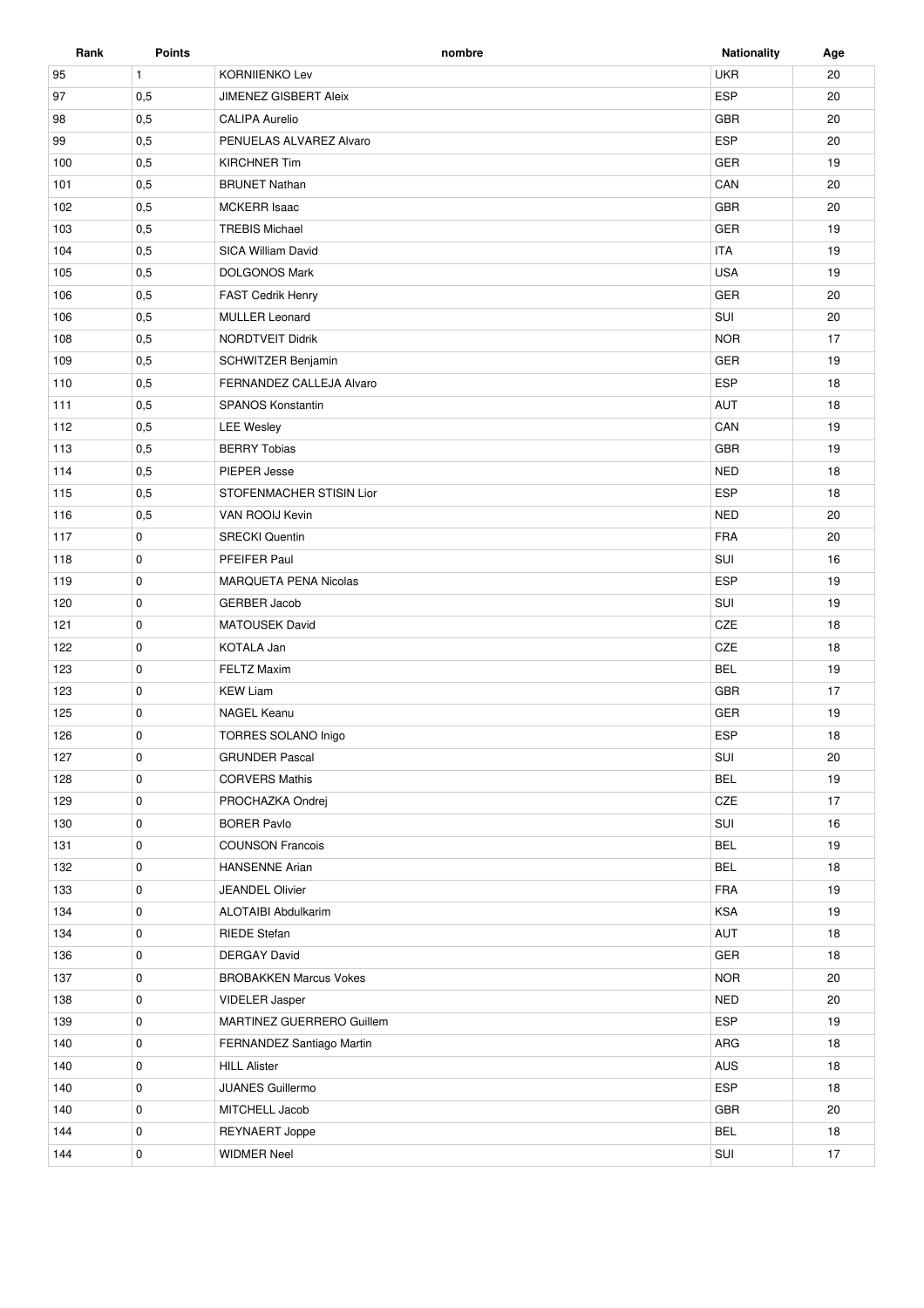| Rank | Points | nombre | Nationality | Age |
|---|---|---|---|---|
| 95 | 1 | KORNIIENKO Lev | UKR | 20 |
| 97 | 0,5 | JIMENEZ GISBERT Aleix | ESP | 20 |
| 98 | 0,5 | CALIPA Aurelio | GBR | 20 |
| 99 | 0,5 | PENUELAS ALVAREZ Alvaro | ESP | 20 |
| 100 | 0,5 | KIRCHNER Tim | GER | 19 |
| 101 | 0,5 | BRUNET Nathan | CAN | 20 |
| 102 | 0,5 | MCKERR Isaac | GBR | 20 |
| 103 | 0,5 | TREBIS Michael | GER | 19 |
| 104 | 0,5 | SICA William David | ITA | 19 |
| 105 | 0,5 | DOLGONOS Mark | USA | 19 |
| 106 | 0,5 | FAST Cedrik Henry | GER | 20 |
| 106 | 0,5 | MULLER Leonard | SUI | 20 |
| 108 | 0,5 | NORDTVEIT Didrik | NOR | 17 |
| 109 | 0,5 | SCHWITZER Benjamin | GER | 19 |
| 110 | 0,5 | FERNANDEZ CALLEJA Alvaro | ESP | 18 |
| 111 | 0,5 | SPANOS Konstantin | AUT | 18 |
| 112 | 0,5 | LEE Wesley | CAN | 19 |
| 113 | 0,5 | BERRY Tobias | GBR | 19 |
| 114 | 0,5 | PIEPER Jesse | NED | 18 |
| 115 | 0,5 | STOFENMACHER STISIN Lior | ESP | 18 |
| 116 | 0,5 | VAN ROOIJ Kevin | NED | 20 |
| 117 | 0 | SRECKI Quentin | FRA | 20 |
| 118 | 0 | PFEIFER Paul | SUI | 16 |
| 119 | 0 | MARQUETA PENA Nicolas | ESP | 19 |
| 120 | 0 | GERBER Jacob | SUI | 19 |
| 121 | 0 | MATOUSEK David | CZE | 18 |
| 122 | 0 | KOTALA Jan | CZE | 18 |
| 123 | 0 | FELTZ Maxim | BEL | 19 |
| 123 | 0 | KEW Liam | GBR | 17 |
| 125 | 0 | NAGEL Keanu | GER | 19 |
| 126 | 0 | TORRES SOLANO Inigo | ESP | 18 |
| 127 | 0 | GRUNDER Pascal | SUI | 20 |
| 128 | 0 | CORVERS Mathis | BEL | 19 |
| 129 | 0 | PROCHAZKA Ondrej | CZE | 17 |
| 130 | 0 | BORER Pavlo | SUI | 16 |
| 131 | 0 | COUNSON Francois | BEL | 19 |
| 132 | 0 | HANSENNE Arian | BEL | 18 |
| 133 | 0 | JEANDEL Olivier | FRA | 19 |
| 134 | 0 | ALOTAIBI Abdulkarim | KSA | 19 |
| 134 | 0 | RIEDE Stefan | AUT | 18 |
| 136 | 0 | DERGAY David | GER | 18 |
| 137 | 0 | BROBAKKEN Marcus Vokes | NOR | 20 |
| 138 | 0 | VIDELER Jasper | NED | 20 |
| 139 | 0 | MARTINEZ GUERRERO Guillem | ESP | 19 |
| 140 | 0 | FERNANDEZ Santiago Martin | ARG | 18 |
| 140 | 0 | HILL Alister | AUS | 18 |
| 140 | 0 | JUANES Guillermo | ESP | 18 |
| 140 | 0 | MITCHELL Jacob | GBR | 20 |
| 144 | 0 | REYNAERT Joppe | BEL | 18 |
| 144 | 0 | WIDMER Neel | SUI | 17 |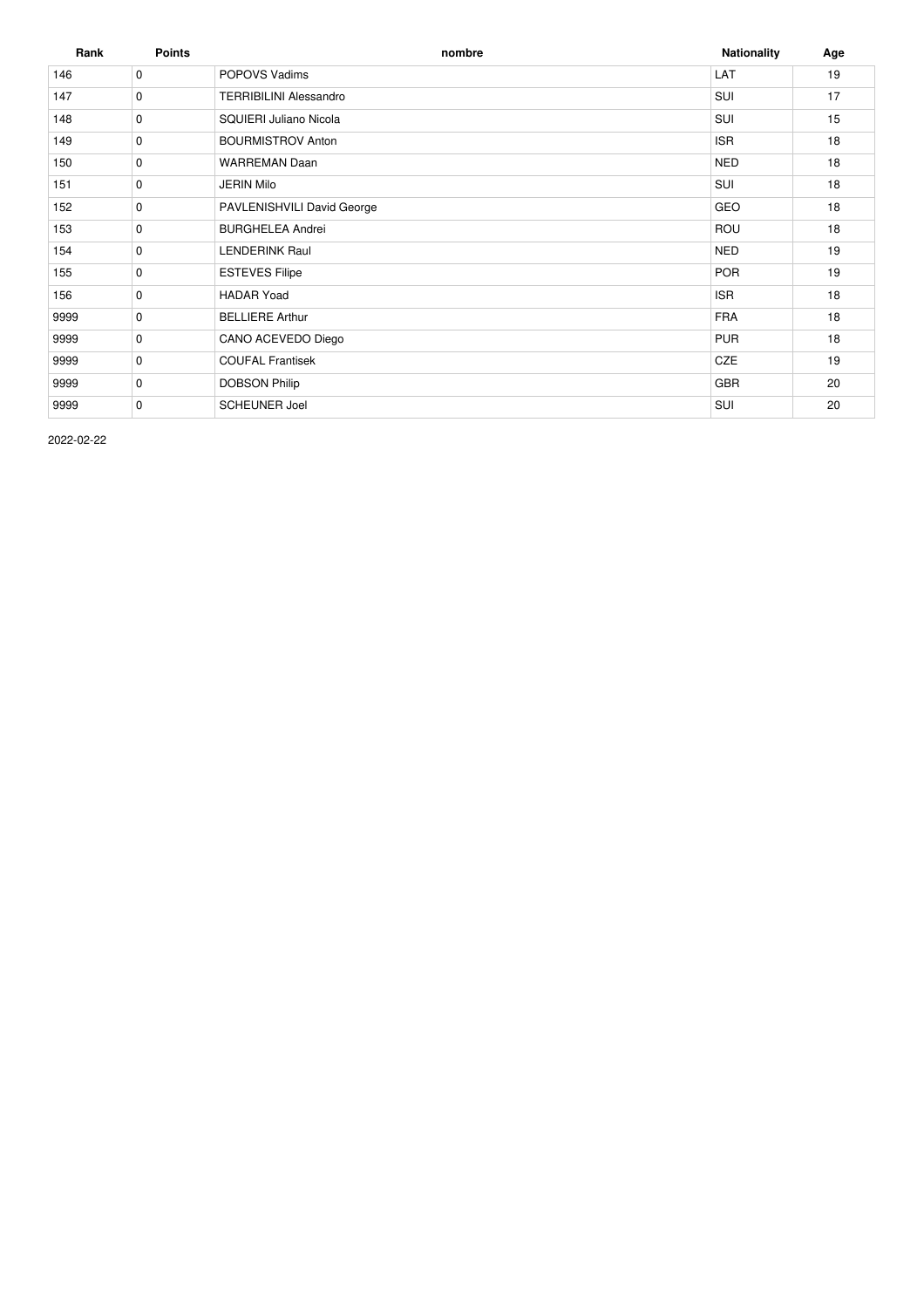| Rank | Points | nombre | Nationality | Age |
| --- | --- | --- | --- | --- |
| 146 | 0 | POPOVS Vadims | LAT | 19 |
| 147 | 0 | TERRIBILINI Alessandro | SUI | 17 |
| 148 | 0 | SQUIERI Juliano Nicola | SUI | 15 |
| 149 | 0 | BOURMISTROV Anton | ISR | 18 |
| 150 | 0 | WARREMAN Daan | NED | 18 |
| 151 | 0 | JERIN Milo | SUI | 18 |
| 152 | 0 | PAVLENISHVILI David George | GEO | 18 |
| 153 | 0 | BURGHELEA Andrei | ROU | 18 |
| 154 | 0 | LENDERINK Raul | NED | 19 |
| 155 | 0 | ESTEVES Filipe | POR | 19 |
| 156 | 0 | HADAR Yoad | ISR | 18 |
| 9999 | 0 | BELLIERE Arthur | FRA | 18 |
| 9999 | 0 | CANO ACEVEDO Diego | PUR | 18 |
| 9999 | 0 | COUFAL Frantisek | CZE | 19 |
| 9999 | 0 | DOBSON Philip | GBR | 20 |
| 9999 | 0 | SCHEUNER Joel | SUI | 20 |

2022-02-22